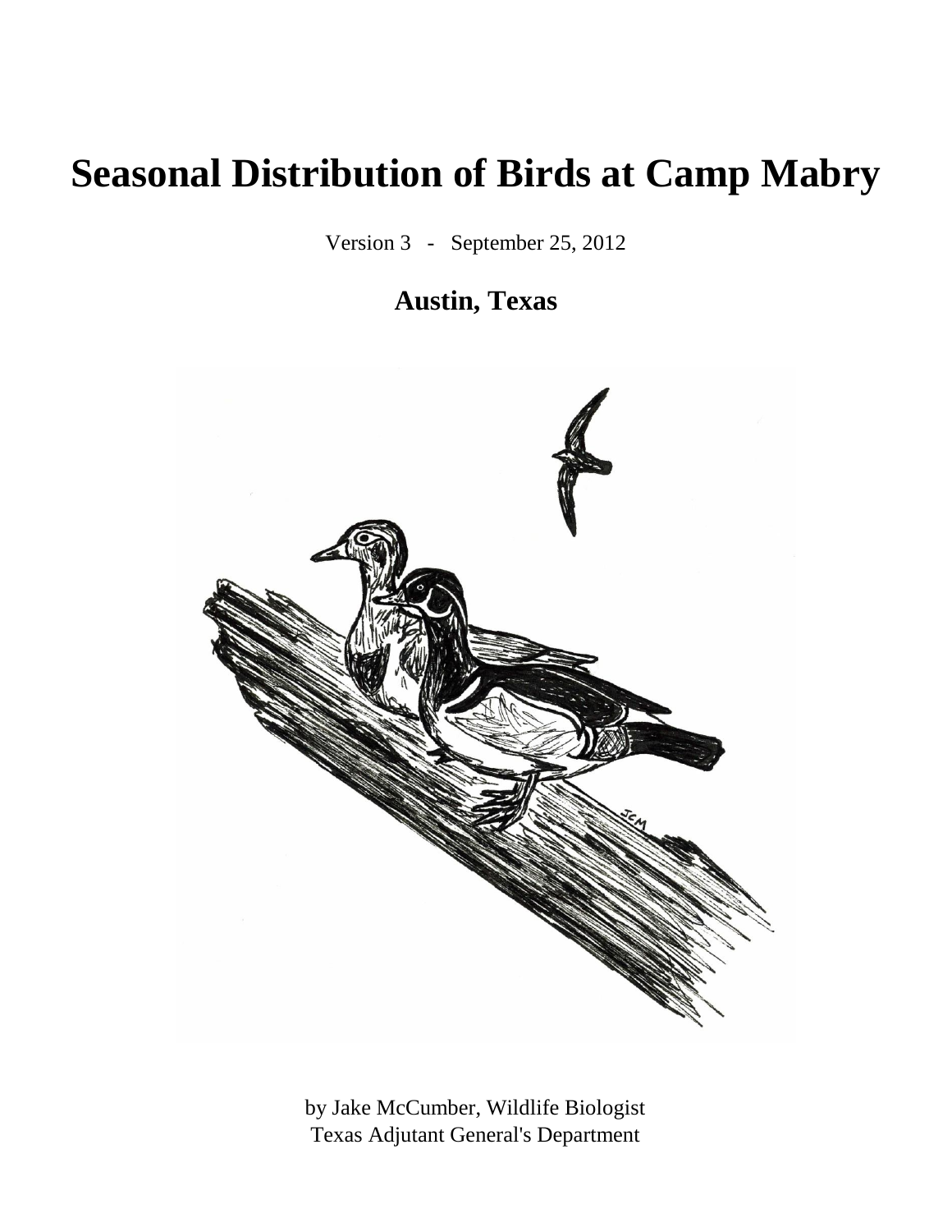# Seasonal Distribution of Birds at Camp Mabry

Version 3 - September 25, 2012

## Austin, Texas

by Jake McCumber, Wildlife Biologist
Texas Adjutant General's Department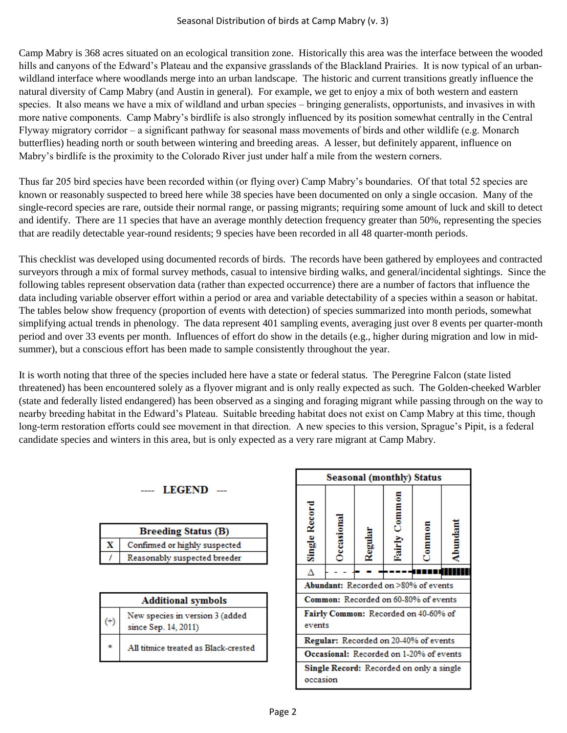Seasonal Distribution of birds at Camp Mabry (v. 3)

Camp Mabry is 368 acres situated on an ecological transition zone. Historically this area was the interface between the wooded hills and canyons of the Edward's Plateau and the expansive grasslands of the Blackland Prairies. It is now typical of an urban-wildland interface where woodlands merge into an urban landscape. The historic and current transitions greatly influence the natural diversity of Camp Mabry (and Austin in general). For example, we get to enjoy a mix of both western and eastern species. It also means we have a mix of wildland and urban species – bringing generalists, opportunists, and invasives in with more native components. Camp Mabry's birdlife is also strongly influenced by its position somewhat centrally in the Central Flyway migratory corridor – a significant pathway for seasonal mass movements of birds and other wildlife (e.g. Monarch butterflies) heading north or south between wintering and breeding areas. A lesser, but definitely apparent, influence on Mabry's birdlife is the proximity to the Colorado River just under half a mile from the western corners.

Thus far 205 bird species have been recorded within (or flying over) Camp Mabry's boundaries. Of that total 52 species are known or reasonably suspected to breed here while 38 species have been documented on only a single occasion. Many of the single-record species are rare, outside their normal range, or passing migrants; requiring some amount of luck and skill to detect and identify. There are 11 species that have an average monthly detection frequency greater than 50%, representing the species that are readily detectable year-round residents; 9 species have been recorded in all 48 quarter-month periods.

This checklist was developed using documented records of birds. The records have been gathered by employees and contracted surveyors through a mix of formal survey methods, casual to intensive birding walks, and general/incidental sightings. Since the following tables represent observation data (rather than expected occurrence) there are a number of factors that influence the data including variable observer effort within a period or area and variable detectability of a species within a season or habitat. The tables below show frequency (proportion of events with detection) of species summarized into month periods, somewhat simplifying actual trends in phenology. The data represent 401 sampling events, averaging just over 8 events per quarter-month period and over 33 events per month. Influences of effort do show in the details (e.g., higher during migration and low in mid-summer), but a conscious effort has been made to sample consistently throughout the year.

It is worth noting that three of the species included here have a state or federal status. The Peregrine Falcon (state listed threatened) has been encountered solely as a flyover migrant and is only really expected as such. The Golden-cheeked Warbler (state and federally listed endangered) has been observed as a singing and foraging migrant while passing through on the way to nearby breeding habitat in the Edward's Plateau. Suitable breeding habitat does not exist on Camp Mabry at this time, though long-term restoration efforts could see movement in that direction. A new species to this version, Sprague's Pipit, is a federal candidate species and winters in this area, but is only expected as a very rare migrant at Camp Mabry.

---- **LEGEND** ---

| Breeding Status (B) | |
|---|---|
| X | Confirmed or highly suspected |
| / | Reasonably suspected breeder |

| Additional symbols | |
|---|---|
| (+) | New species in version 3 (added since Sep. 14, 2011) |
| * | All titmice treated as Black-crested |

| Seasonal (monthly) Status | | | | | |
|---|---|---|---|---|---|
| Single Record | Occasional | Regular | Fairly Common | Common | Abundant |
| Δ | - - - | ▬ ▬ | ▬ - - - - | ▬▬▬▬ | ████ |

**Abundant:** Recorded on >80% of events

**Common:** Recorded on 60-80% of events

**Fairly Common:** Recorded on 40-60% of events

**Regular:** Recorded on 20-40% of events

**Occasional:** Recorded on 1-20% of events

**Single Record:** Recorded on only a single occasion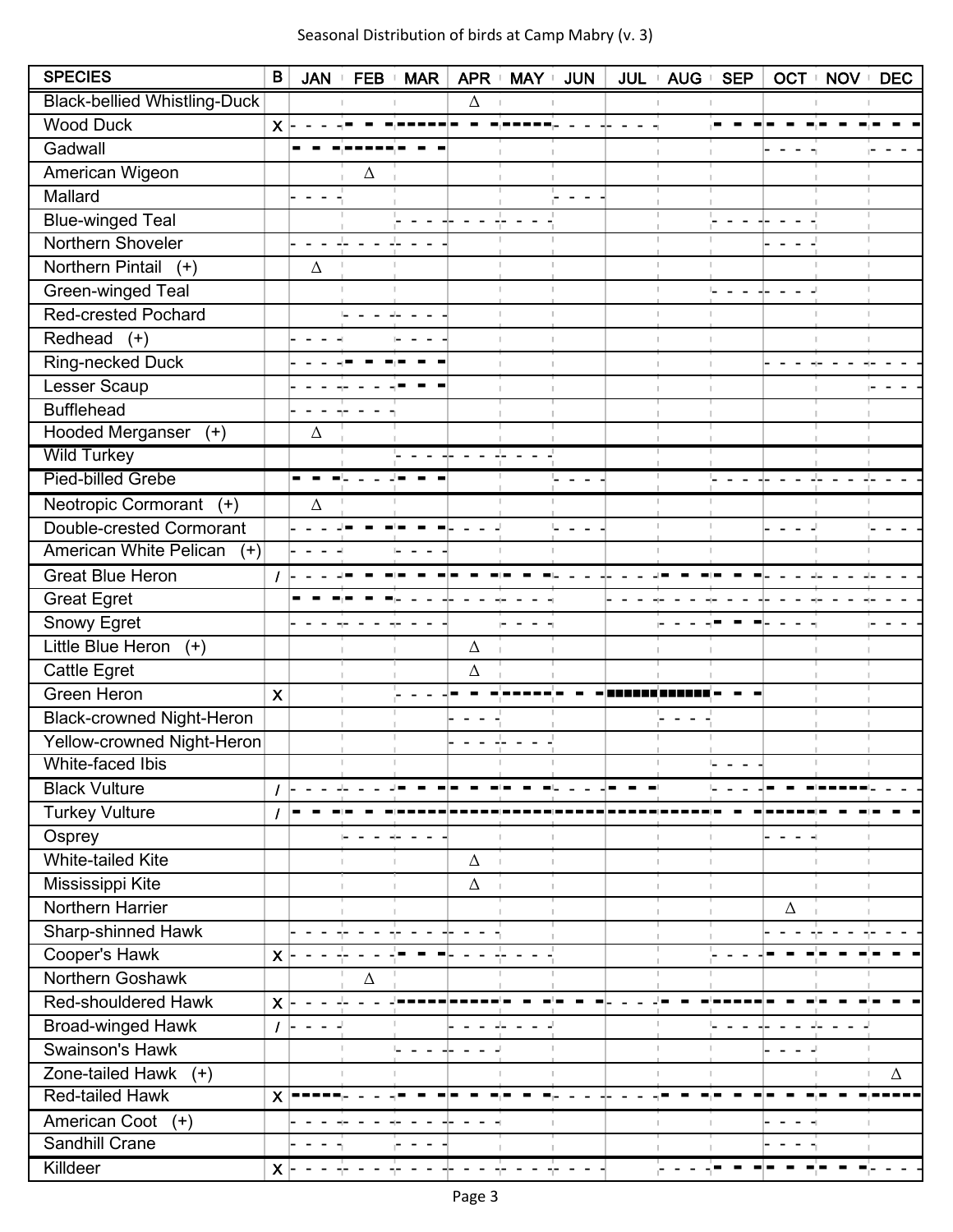| SPECIES | B | JAN | FEB | MAR | APR | MAY | JUN | JUL | AUG | SEP | OCT | NOV | DEC |
|---|---|---|---|---|---|---|---|---|---|---|---|---|---|
| Black-bellied Whistling-Duck | | | | | Δ | | | | | | | | |
| Wood Duck | X | - - - | ▬ ▬ | ▬▬▬ | ▬ ▬ | ▬▬▬ | - - - | - - - | | ▬ ▬ | ▬ ▬ | ▬ ▬ | ▬ ▬ |
| Gadwall | | ▬ ▬ | ▬▬▬ | ▬ ▬ | | | | | | | - - - | | - - - |
| American Wigeon | | | Δ | | | | | | | | | | |
| Mallard | | - - - | | | | | - - - | | | | | | |
| Blue-winged Teal | | | | - - - | - - - | - - - | | | | - - - | - - - | | |
| Northern Shoveler | | - - - | - - - | - - - | | | | | | | - - - | | |
| Northern Pintail (+) | | Δ | | | | | | | | | | | |
| Green-winged Teal | | | | | | | | | | - - - | - - - | | |
| Red-crested Pochard | | | - - - | - - - | | | | | | | | | |
| Redhead (+) | | - - - | | - - - | | | | | | | | | |
| Ring-necked Duck | | - - - | ▬ ▬ | ▬ ▬ | | | | | | | - - - | - - - | - - - |
| Lesser Scaup | | - - - | - - - | ▬ ▬ | | | | | | | | | - - - |
| Bufflehead | | - - - | - - - | | | | | | | | | | |
| Hooded Merganser (+) | | Δ | | | | | | | | | | | |
| Wild Turkey | | | | - - - | - - - | - - - | | | | | | | |
| Pied-billed Grebe | | ▬ ▬ | - - - | ▬ ▬ | | | - - - | | | - - - | - - - | - - - | - - - |
| Neotropic Cormorant (+) | | Δ | | | | | | | | | | | |
| Double-crested Cormorant | | - - - | ▬ ▬ | ▬ ▬ | - - - | | - - - | | | | - - - | | - - - |
| American White Pelican (+) | | - - - | | - - - | | | | | | | | | |
| Great Blue Heron | / | - - - | ▬ ▬ | ▬ ▬ | ▬ ▬ | ▬ ▬ | - - - | - - - | ▬ ▬ | ▬ ▬ | - - - | - - - | - - - |
| Great Egret | | ▬ ▬ | ▬ ▬ | - - - | - - - | - - - | | - - - | - - - | - - - | - - - | - - - | - - - |
| Snowy Egret | | - - - | - - - | - - - | | - - - | | | - - - | ▬ ▬ | - - - | | - - - |
| Little Blue Heron (+) | | | | | Δ | | | | | | | | |
| Cattle Egret | | | | | Δ | | | | | | | | |
| Green Heron | X | | | - - - | ▬ ▬ | ▬▬▬ | ▬ ▬ | ■■■ | ■■■ | ▬ ▬ | | | |
| Black-crowned Night-Heron | | | | | - - - | | | | - - - | | | | |
| Yellow-crowned Night-Heron | | | | | - - - | - - - | | | | | | | |
| White-faced Ibis | | | | | | | | | | - - - | | | |
| Black Vulture | / | - - - | - - - | ▬ ▬ | ▬ ▬ | ▬ ▬ | - - - | ▬ ▬ | ▬ | - - - | ▬ ▬ | ▬▬▬ | - - - |
| Turkey Vulture | / | ▬ ▬ | ▬ ▬ | ▬▬▬ | ▬▬▬ | ▬▬▬ | ▬▬▬ | ▬▬▬ | ▬▬▬ | ▬ ▬ | ▬▬▬ | ▬ ▬ | ▬ ▬ |
| Osprey | | | - - - | - - - | | | | | | | - - - | | |
| White-tailed Kite | | | | | Δ | | | | | | | | |
| Mississippi Kite | | | | | Δ | | | | | | | | |
| Northern Harrier | | | | | | | | | | | Δ | | |
| Sharp-shinned Hawk | | - - - | - - - | - - - | - - - | | | | | | - - - | - - - | - - - |
| Cooper's Hawk | X | - - - | - - - | ▬ ▬ | - - - | - - - | | | | - - - | ▬ ▬ | ▬ ▬ | ▬ ▬ |
| Northern Goshawk | | | Δ | | | | | | | | | | |
| Red-shouldered Hawk | X | - - - | - - - | ▬▬▬ | ▬▬▬ | ▬ ▬ | ▬ ▬ | - - - | ▬ ▬ | ▬▬▬ | ▬ ▬ | ▬ ▬ | ▬ ▬ |
| Broad-winged Hawk | / | - - - | | | - - - | - - - | | | | - - - | - - - | - - - | |
| Swainson's Hawk | | | | - - - | - - - | | | | | | - - - | | |
| Zone-tailed Hawk (+) | | | | | | | | | | | | | Δ |
| Red-tailed Hawk | X | ▬▬▬ | - - - | ▬ ▬ | ▬ ▬ | ▬ ▬ | - - - | - - - | ▬ ▬ | ▬ ▬ | ▬ ▬ | ▬ ▬ | ▬▬▬ |
| American Coot (+) | | - - - | - - - | - - - | - - - | | | | | | - - - | | |
| Sandhill Crane | | - - - | | - - - | | | | | | | - - - | | |
| Killdeer | X | - - - | - - - | - - - | - - - | - - - | - - - | | - - - | ▬ ▬ | ▬ ▬ | ▬ ▬ | - - - |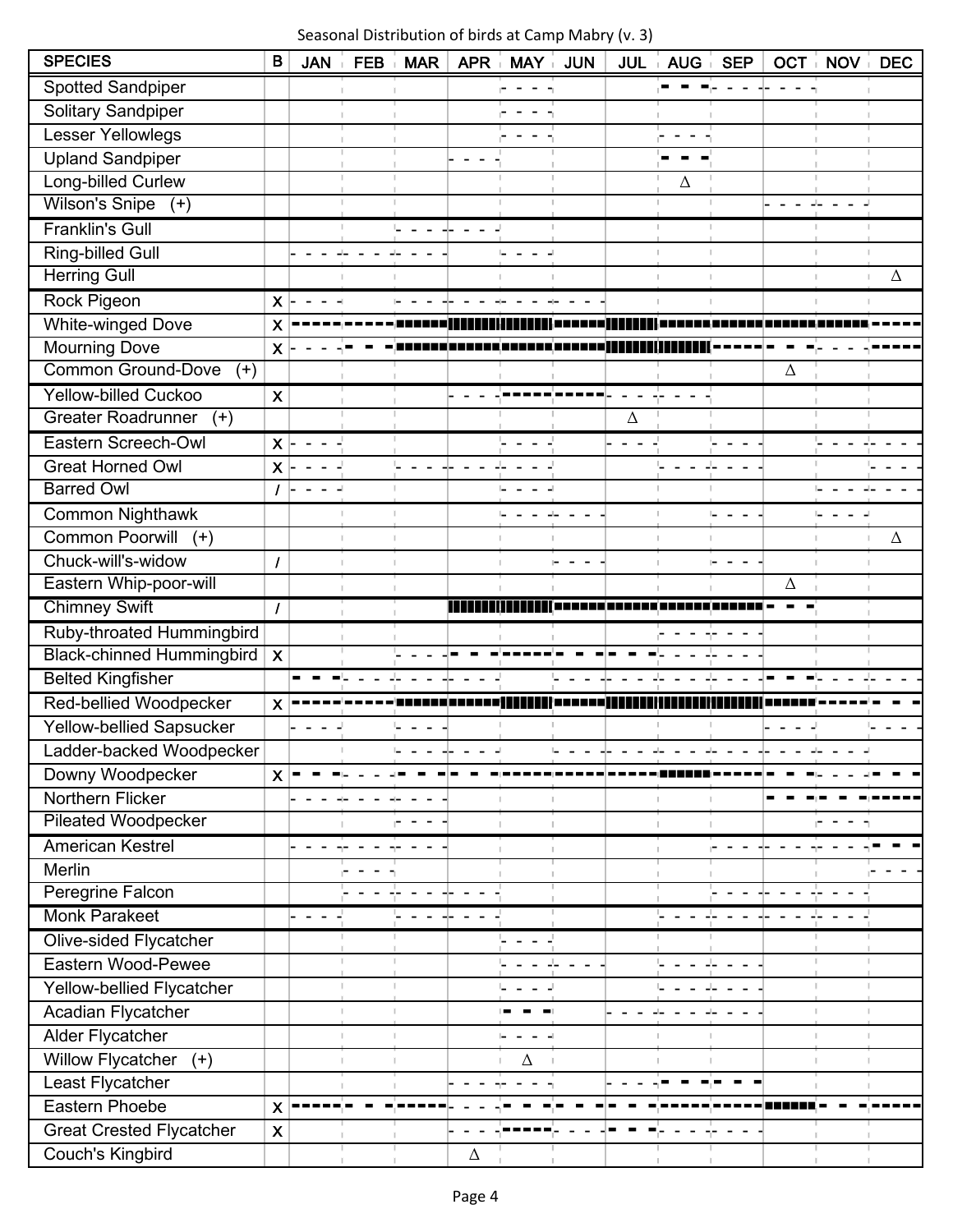Seasonal Distribution of birds at Camp Mabry (v. 3)

| SPECIES | B | JAN | FEB | MAR | APR | MAY | JUN | JUL | AUG | SEP | OCT | NOV | DEC |
|---|---|---|---|---|---|---|---|---|---|---|---|---|---|
| Spotted Sandpiper | | | | | | | | | | | | | |
| Solitary Sandpiper | | | | | | | | | | | | | |
| Lesser Yellowlegs | | | | | | | | | | | | | |
| Upland Sandpiper | | | | | | | | | | | | | |
| Long-billed Curlew | | | | | | | | | Δ | | | | |
| Wilson's Snipe (+) | | | | | | | | | | | | | |
| Franklin's Gull | | | | | | | | | | | | | |
| Ring-billed Gull | | | | | | | | | | | | | |
| Herring Gull | | | | | | | | | | | | | Δ |
| Rock Pigeon | x | | | | | | | | | | | | |
| White-winged Dove | x | | | | | | | | | | | | |
| Mourning Dove | x | | | | | | | | | | | | |
| Common Ground-Dove (+) | | | | | | | | | | | Δ | | |
| Yellow-billed Cuckoo | x | | | | | | | | | | | | |
| Greater Roadrunner (+) | | | | | | | | Δ | | | | | |
| Eastern Screech-Owl | x | | | | | | | | | | | | |
| Great Horned Owl | x | | | | | | | | | | | | |
| Barred Owl | / | | | | | | | | | | | | |
| Common Nighthawk | | | | | | | | | | | | | |
| Common Poorwill (+) | | | | | | | | | | | | | Δ |
| Chuck-will's-widow | / | | | | | | | | | | | | |
| Eastern Whip-poor-will | | | | | | | | | | | Δ | | |
| Chimney Swift | / | | | | | | | | | | | | |
| Ruby-throated Hummingbird | | | | | | | | | | | | | |
| Black-chinned Hummingbird | x | | | | | | | | | | | | |
| Belted Kingfisher | | | | | | | | | | | | | |
| Red-bellied Woodpecker | x | | | | | | | | | | | | |
| Yellow-bellied Sapsucker | | | | | | | | | | | | | |
| Ladder-backed Woodpecker | | | | | | | | | | | | | |
| Downy Woodpecker | x | | | | | | | | | | | | |
| Northern Flicker | | | | | | | | | | | | | |
| Pileated Woodpecker | | | | | | | | | | | | | |
| American Kestrel | | | | | | | | | | | | | |
| Merlin | | | | | | | | | | | | | |
| Peregrine Falcon | | | | | | | | | | | | | |
| Monk Parakeet | | | | | | | | | | | | | |
| Olive-sided Flycatcher | | | | | | | | | | | | | |
| Eastern Wood-Pewee | | | | | | | | | | | | | |
| Yellow-bellied Flycatcher | | | | | | | | | | | | | |
| Acadian Flycatcher | | | | | | | | | | | | | |
| Alder Flycatcher | | | | | | | | | | | | | |
| Willow Flycatcher (+) | | | | | Δ | | | | | | | | |
| Least Flycatcher | | | | | | | | | | | | | |
| Eastern Phoebe | x | | | | | | | | | | | | |
| Great Crested Flycatcher | x | | | | | | | | | | | | |
| Couch's Kingbird | | | | Δ | | | | | | | | | |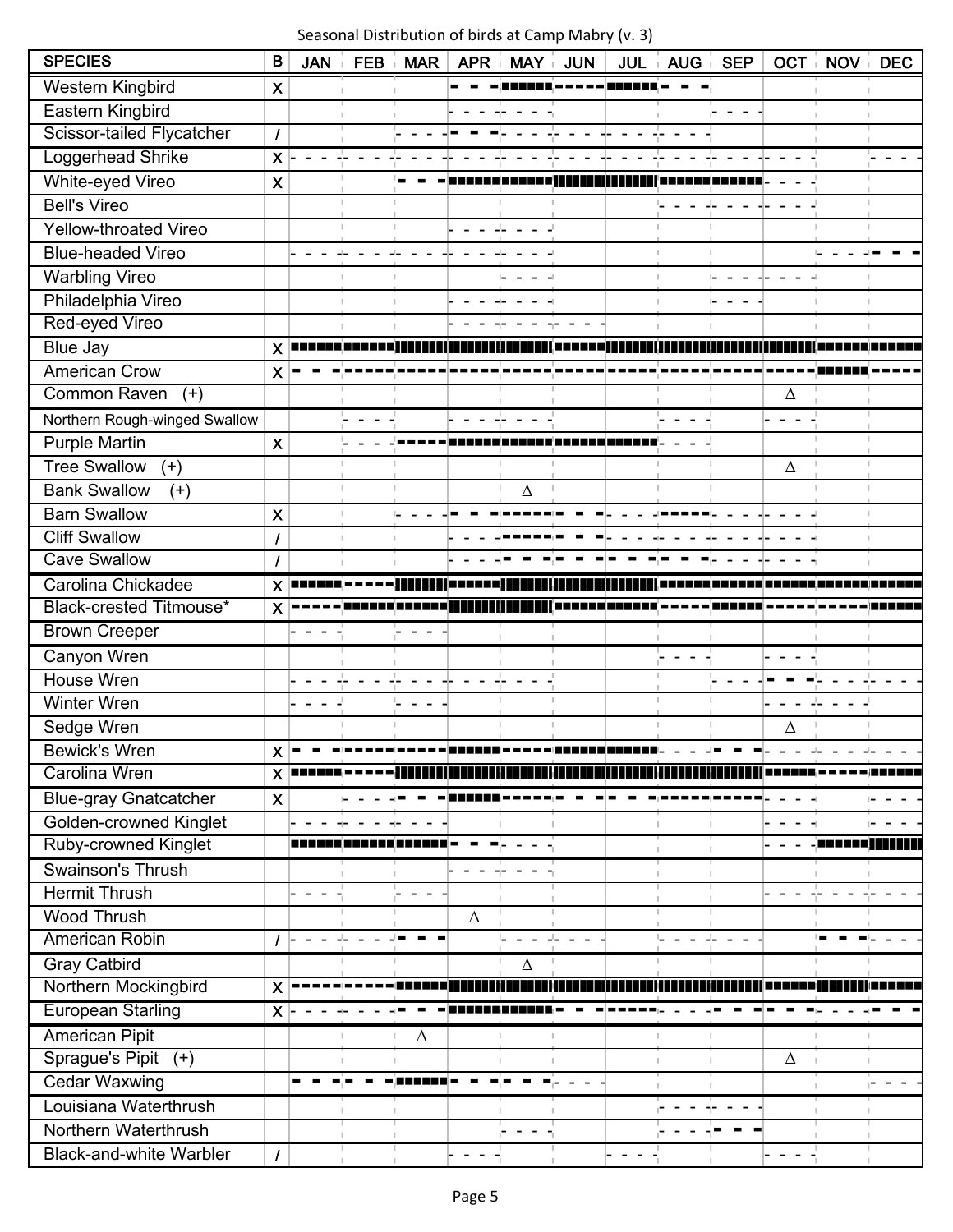Seasonal Distribution of birds at Camp Mabry (v. 3)

| SPECIES | B | JAN | FEB | MAR | APR | MAY | JUN | JUL | AUG | SEP | OCT | NOV | DEC |
|---|---|---|---|---|---|---|---|---|---|---|---|---|---|
| Western Kingbird | x | | | | | | | | | | | | |
| Eastern Kingbird | | | | | | | | | | | | | |
| Scissor-tailed Flycatcher | / | | | | | | | | | | | | |
| Loggerhead Shrike | x | | | | | | | | | | | | |
| White-eyed Vireo | x | | | | | | | | | | | | |
| Bell's Vireo | | | | | | | | | | | | | |
| Yellow-throated Vireo | | | | | | | | | | | | | |
| Blue-headed Vireo | | | | | | | | | | | | | |
| Warbling Vireo | | | | | | | | | | | | | |
| Philadelphia Vireo | | | | | | | | | | | | | |
| Red-eyed Vireo | | | | | | | | | | | | | |
| Blue Jay | x | | | | | | | | | | | | |
| American Crow | x | | | | | | | | | | | | |
| Common Raven (+) | | | | | | | | | | | Δ | | |
| Northern Rough-winged Swallow | | | | | | | | | | | | | |
| Purple Martin | x | | | | | | | | | | | | |
| Tree Swallow (+) | | | | | | | | | | | Δ | | |
| Bank Swallow (+) | | | | | | Δ | | | | | | | |
| Barn Swallow | x | | | | | | | | | | | | |
| Cliff Swallow | / | | | | | | | | | | | | |
| Cave Swallow | / | | | | | | | | | | | | |
| Carolina Chickadee | x | | | | | | | | | | | | |
| Black-crested Titmouse* | x | | | | | | | | | | | | |
| Brown Creeper | | | | | | | | | | | | | |
| Canyon Wren | | | | | | | | | | | | | |
| House Wren | | | | | | | | | | | | | |
| Winter Wren | | | | | | | | | | | | | |
| Sedge Wren | | | | | | | | | | | Δ | | |
| Bewick's Wren | x | | | | | | | | | | | | |
| Carolina Wren | x | | | | | | | | | | | | |
| Blue-gray Gnatcatcher | x | | | | | | | | | | | | |
| Golden-crowned Kinglet | | | | | | | | | | | | | |
| Ruby-crowned Kinglet | | | | | | | | | | | | | |
| Swainson's Thrush | | | | | | | | | | | | | |
| Hermit Thrush | | | | | | | | | | | | | |
| Wood Thrush | | | | | Δ | | | | | | | | |
| American Robin | / | | | | | | | | | | | | |
| Gray Catbird | | | | | | Δ | | | | | | | |
| Northern Mockingbird | x | | | | | | | | | | | | |
| European Starling | x | | | | | | | | | | | | |
| American Pipit | | | | Δ | | | | | | | | | |
| Sprague's Pipit (+) | | | | | | | | | | | Δ | | |
| Cedar Waxwing | | | | | | | | | | | | | |
| Louisiana Waterthrush | | | | | | | | | | | | | |
| Northern Waterthrush | | | | | | | | | | | | | |
| Black-and-white Warbler | / | | | | | | | | | | | | |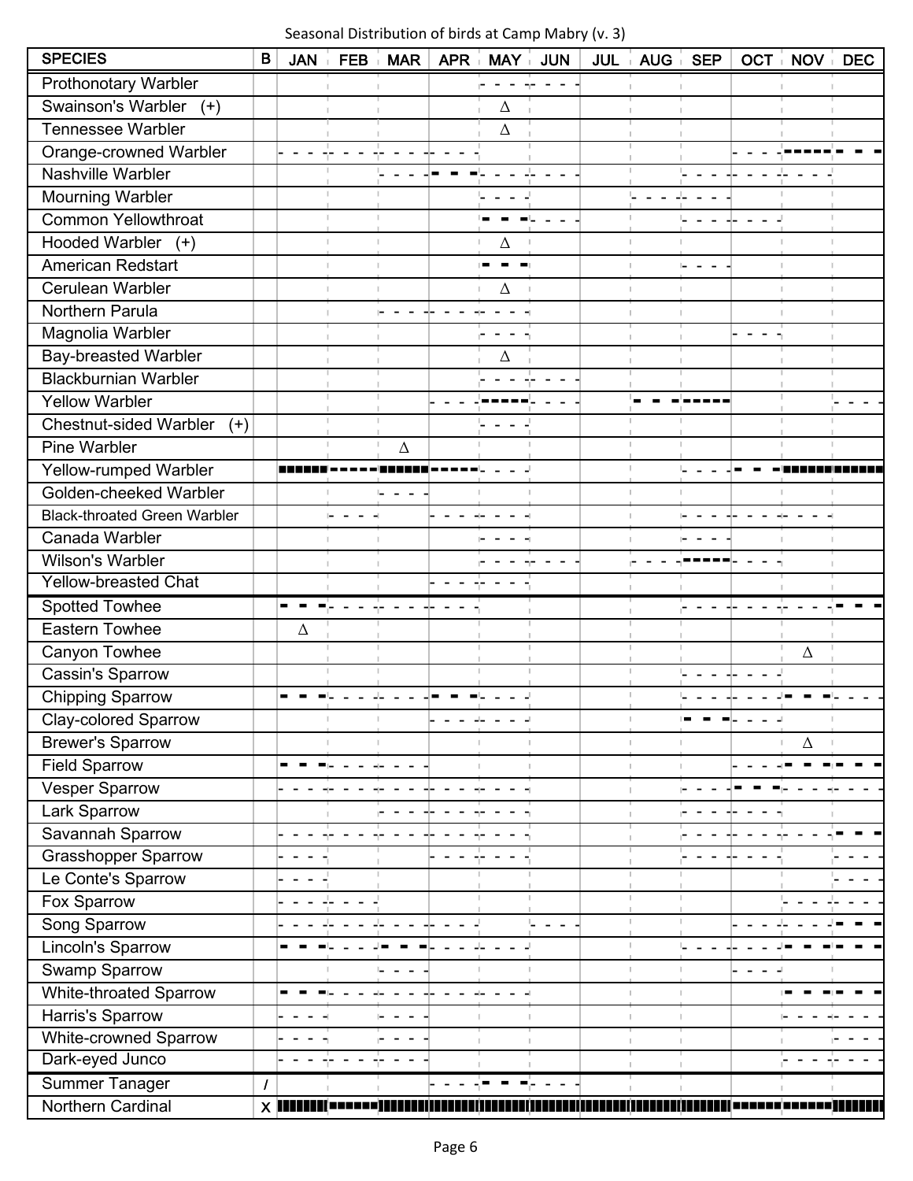Seasonal Distribution of birds at Camp Mabry (v. 3)

| SPECIES | B | JAN | FEB | MAR | APR | MAY | JUN | JUL | AUG | SEP | OCT | NOV | DEC |
|---|---|---|---|---|---|---|---|---|---|---|---|---|---|
| Prothonotary Warbler | | | | | | - - - | - - - | | | | | | |
| Swainson's Warbler (+) | | | | | | Δ | | | | | | | |
| Tennessee Warbler | | | | | | Δ | | | | | | | |
| Orange-crowned Warbler | | - - - | - - - | - - - | - - - | | | | | | - - - | ▬▬▬ | ▬ ▬ |
| Nashville Warbler | | | | - - - | ▬ ▬ | - - - | - - - | | | - - - | - - - | - - - | |
| Mourning Warbler | | | | | | - - - | | | - - - | - - - | | | |
| Common Yellowthroat | | | | | | ▬ ▬ | - - - | | | - - - | - - - | | |
| Hooded Warbler (+) | | | | | | Δ | | | | | | | |
| American Redstart | | | | | | ▬ ▬ | | | | - - - | | | |
| Cerulean Warbler | | | | | | Δ | | | | | | | |
| Northern Parula | | | | - - - | - - - | - - - | | | | | | | |
| Magnolia Warbler | | | | | | - - - | | | | | - - - | | |
| Bay-breasted Warbler | | | | | | Δ | | | | | | | |
| Blackburnian Warbler | | | | | | - - - | - - - | | | | | | |
| Yellow Warbler | | | | | - - - | ▬▬▬ | - - - | | ▬ ▬ | ▬▬▬ | | | - - - |
| Chestnut-sided Warbler (+) | | | | | | - - - | | | | | | | |
| Pine Warbler | | | | Δ | | | | | | | | | |
| Yellow-rumped Warbler | | ███ | ▬▬▬ | ███ | ▬▬▬ | - - - | | | | - - - | ▬ ▬ | ███ | ███ |
| Golden-cheeked Warbler | | | | - - - | | | | | | | | | |
| Black-throated Green Warbler | | | - - - | | - - - | - - - | | | | - - - | - - - | - - - | |
| Canada Warbler | | | | | | - - - | | | | - - - | | | |
| Wilson's Warbler | | | | | | - - - | - - - | | - - - | ▬▬▬ | - - - | | |
| Yellow-breasted Chat | | | | | - - - | - - - | | | | | | | |
| Spotted Towhee | | ▬ ▬ | - - - | - - - | - - - | | | | | - - - | - - - | - - - | ▬ ▬ |
| Eastern Towhee | | Δ | | | | | | | | | | | |
| Canyon Towhee | | | | | | | | | | | | Δ | |
| Cassin's Sparrow | | | | | | | | | | - - - | - - - | | |
| Chipping Sparrow | | ▬ ▬ | - - - | - - - | ▬ ▬ | - - - | | | | - - - | - - - | ▬ ▬ | - - - |
| Clay-colored Sparrow | | | | | - - - | - - - | | | | ▬ ▬ | - - - | | |
| Brewer's Sparrow | | | | | | | | | | | | Δ | |
| Field Sparrow | | ▬ ▬ | - - - | - - - | | | | | | | - - - | ▬ ▬ | ▬ ▬ |
| Vesper Sparrow | | - - - | - - - | - - - | - - - | - - - | | | | - - - | ▬ ▬ | - - - | - - - |
| Lark Sparrow | | | | - - - | - - - | - - - | | | | - - - | - - - | | |
| Savannah Sparrow | | - - - | - - - | - - - | - - - | - - - | | | | - - - | - - - | - - - | ▬ ▬ |
| Grasshopper Sparrow | | - - - | | | - - - | - - - | | | | - - - | - - - | | - - - |
| Le Conte's Sparrow | | - - - | | | | | | | | | | | - - - |
| Fox Sparrow | | - - - | - - - | | | | | | | | | - - - | - - - |
| Song Sparrow | | - - - | - - - | - - - | - - - | | - - - | | | | - - - | - - - | ▬ ▬ |
| Lincoln's Sparrow | | ▬ ▬ | - - - | ▬ ▬ | - - - | - - - | | | | - - - | - - - | ▬ ▬ | ▬ ▬ |
| Swamp Sparrow | | | | - - - | | | | | | | - - - | | |
| White-throated Sparrow | | ▬ ▬ | - - - | - - - | - - - | - - - | | | | | | ▬ ▬ | ▬ ▬ |
| Harris's Sparrow | | - - - | | - - - | | | | | | | | - - - | - - - |
| White-crowned Sparrow | | - - - | | - - - | | | | | | | | | - - - |
| Dark-eyed Junco | | - - - | - - - | - - - | | | | | | | | - - - | - - - |
| Summer Tanager | / | | | | - - - | ▬ ▬ | - - - | | | | | | |
| Northern Cardinal | x | ███ | ▬▬▬ | ███ | ███ | ███ | ███ | ███ | ███ | ███ | ▬▬▬ | ▬▬▬ | ███ |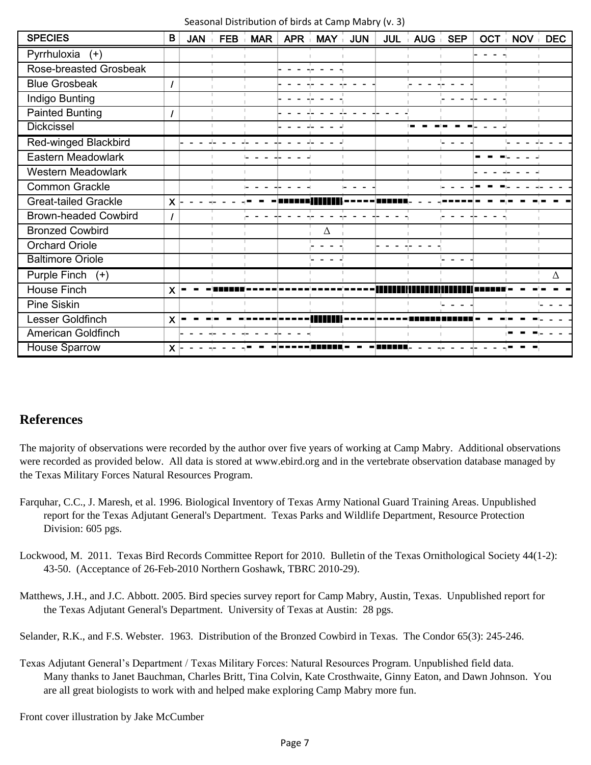Seasonal Distribution of birds at Camp Mabry (v. 3)

| SPECIES | B | JAN | FEB | MAR | APR | MAY | JUN | JUL | AUG | SEP | OCT | NOV | DEC |
|---|---|---|---|---|---|---|---|---|---|---|---|---|---|
| Pyrrhuloxia (+) | | | | | | | | | | | - - - - | | |
| Rose-breasted Grosbeak | | | | | - - - - | - - - - | | | | | | | |
| Blue Grosbeak | / | | | | - - - - | - - - - | - - - - | | - - - - | - - - - | | | |
| Indigo Bunting | | | | | - - - - | - - - - | | | | - - - - | - - - - | | |
| Painted Bunting | / | | | | - - - - | - - - - | - - - - | - - - - | | | | | |
| Dickcissel | | | | | - - - - | - - - - | | | ▬ ▬ ▬ | ▬ ▬ ▬ | - - - - | | |
| Red-winged Blackbird | | - - - - | - - - - | - - - - | - - - - | - - - - | | | | - - - - | | - - - - | - - - - |
| Eastern Meadowlark | | | | - - - - | - - - - | | | | | | ▬ ▬ ▬ | - - - - | |
| Western Meadowlark | | | | | | | | | | | - - - - | - - - - | |
| Common Grackle | | | | - - - - | - - - - | | - - - - | | | - - - - | ▬ ▬ ▬ | - - - - | - - - - |
| Great-tailed Grackle | X | - - - - | - - - - | ▬ ▬ ▬ | ■■■■■■ | ▮▮▮▮▮▮ | ▬▬▬▬▬ | ■■■■■■ | - - - - | ▬▬▬▬▬ | ▬ ▬ ▬ | ▬ ▬ ▬ | ▬ ▬ ▬ |
| Brown-headed Cowbird | / | | | - - - - | - - - - | - - - - | - - - - | - - - - | | - - - - | - - - - | | |
| Bronzed Cowbird | | | | | | Δ | | | | | | | |
| Orchard Oriole | | | | | | - - - - | | - - - - | - - - - | | | | |
| Baltimore Oriole | | | | | | - - - - | | | | - - - - | | | |
| Purple Finch (+) | | | | | | | | | | | | | Δ |
| House Finch | X | ▬ ▬ ▬ | ■■■■■■ | ▬▬▬▬▬ | ▬▬▬▬▬ | ▬▬▬▬▬ | ▬▬▬▬▬ | ▮▮▮▮▮▮ | ▮▮▮▮▮▮ | ▮▮▮▮▮▮ | ■■■■■■ | ▬ ▬ ▬ | ▬ ▬ ▬ |
| Pine Siskin | | | | | | | | | | - - - - | | | - - - - |
| Lesser Goldfinch | X | ▬ ▬ ▬ | ▬ ▬ ▬ | ▬▬▬▬▬ | ▬▬▬▬▬ | ▮▮▮▮▮▮ | ▬▬▬▬▬ | ▬▬▬▬▬ | ■■■■■■ | ■■■■■■ | ▬ ▬ ▬ | ▬ ▬ ▬ | - - - - |
| American Goldfinch | | - - - - | - - - - | - - - - | - - - - | | | | | | | ▬ ▬ ▬ | - - - - |
| House Sparrow | X | - - - - | - - - - | ▬ ▬ ▬ | ▬▬▬▬▬ | ■■■■■■ | ▬ ▬ ▬ | ■■■■■■ | - - - - | - - - - | - - - - | ▬ ▬ ▬ | |

## References

The majority of observations were recorded by the author over five years of working at Camp Mabry. Additional observations were recorded as provided below. All data is stored at www.ebird.org and in the vertebrate observation database managed by the Texas Military Forces Natural Resources Program.

Farquhar, C.C., J. Maresh, et al. 1996. Biological Inventory of Texas Army National Guard Training Areas. Unpublished report for the Texas Adjutant General's Department. Texas Parks and Wildlife Department, Resource Protection Division: 605 pgs.

Lockwood, M. 2011. Texas Bird Records Committee Report for 2010. Bulletin of the Texas Ornithological Society 44(1-2): 43-50. (Acceptance of 26-Feb-2010 Northern Goshawk, TBRC 2010-29).

Matthews, J.H., and J.C. Abbott. 2005. Bird species survey report for Camp Mabry, Austin, Texas. Unpublished report for the Texas Adjutant General's Department. University of Texas at Austin: 28 pgs.

Selander, R.K., and F.S. Webster. 1963. Distribution of the Bronzed Cowbird in Texas. The Condor 65(3): 245-246.

Texas Adjutant General's Department / Texas Military Forces: Natural Resources Program. Unpublished field data. Many thanks to Janet Bauchman, Charles Britt, Tina Colvin, Kate Crosthwaite, Ginny Eaton, and Dawn Johnson. You are all great biologists to work with and helped make exploring Camp Mabry more fun.

Front cover illustration by Jake McCumber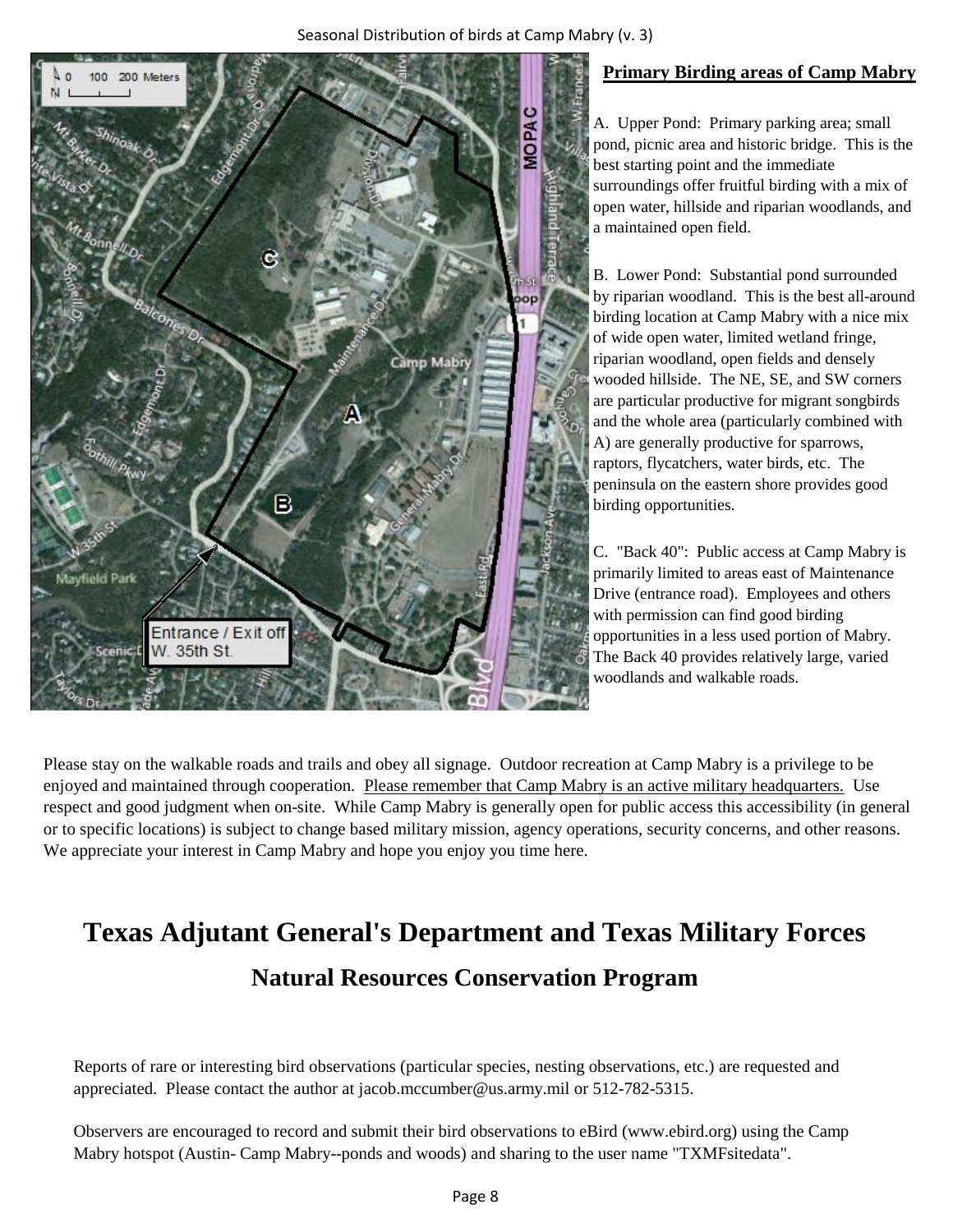## Primary Birding areas of Camp Mabry

A. Upper Pond: Primary parking area; small pond, picnic area and historic bridge. This is the best starting point and the immediate surroundings offer fruitful birding with a mix of open water, hillside and riparian woodlands, and a maintained open field.

B. Lower Pond: Substantial pond surrounded by riparian woodland. This is the best all-around birding location at Camp Mabry with a nice mix of wide open water, limited wetland fringe, riparian woodland, open fields and densely wooded hillside. The NE, SE, and SW corners are particular productive for migrant songbirds and the whole area (particularly combined with A) are generally productive for sparrows, raptors, flycatchers, water birds, etc. The peninsula on the eastern shore provides good birding opportunities.

C. "Back 40": Public access at Camp Mabry is primarily limited to areas east of Maintenance Drive (entrance road). Employees and others with permission can find good birding opportunities in a less used portion of Mabry. The Back 40 provides relatively large, varied woodlands and walkable roads.

Please stay on the walkable roads and trails and obey all signage. Outdoor recreation at Camp Mabry is a privilege to be enjoyed and maintained through cooperation. Please remember that Camp Mabry is an active military headquarters. Use respect and good judgment when on-site. While Camp Mabry is generally open for public access this accessibility (in general or to specific locations) is subject to change based military mission, agency operations, security concerns, and other reasons. We appreciate your interest in Camp Mabry and hope you enjoy you time here.

# Texas Adjutant General's Department and Texas Military Forces

## Natural Resources Conservation Program

Reports of rare or interesting bird observations (particular species, nesting observations, etc.) are requested and appreciated. Please contact the author at jacob.mccumber@us.army.mil or 512-782-5315.

Observers are encouraged to record and submit their bird observations to eBird (www.ebird.org) using the Camp Mabry hotspot (Austin- Camp Mabry--ponds and woods) and sharing to the user name "TXMFsitedata".